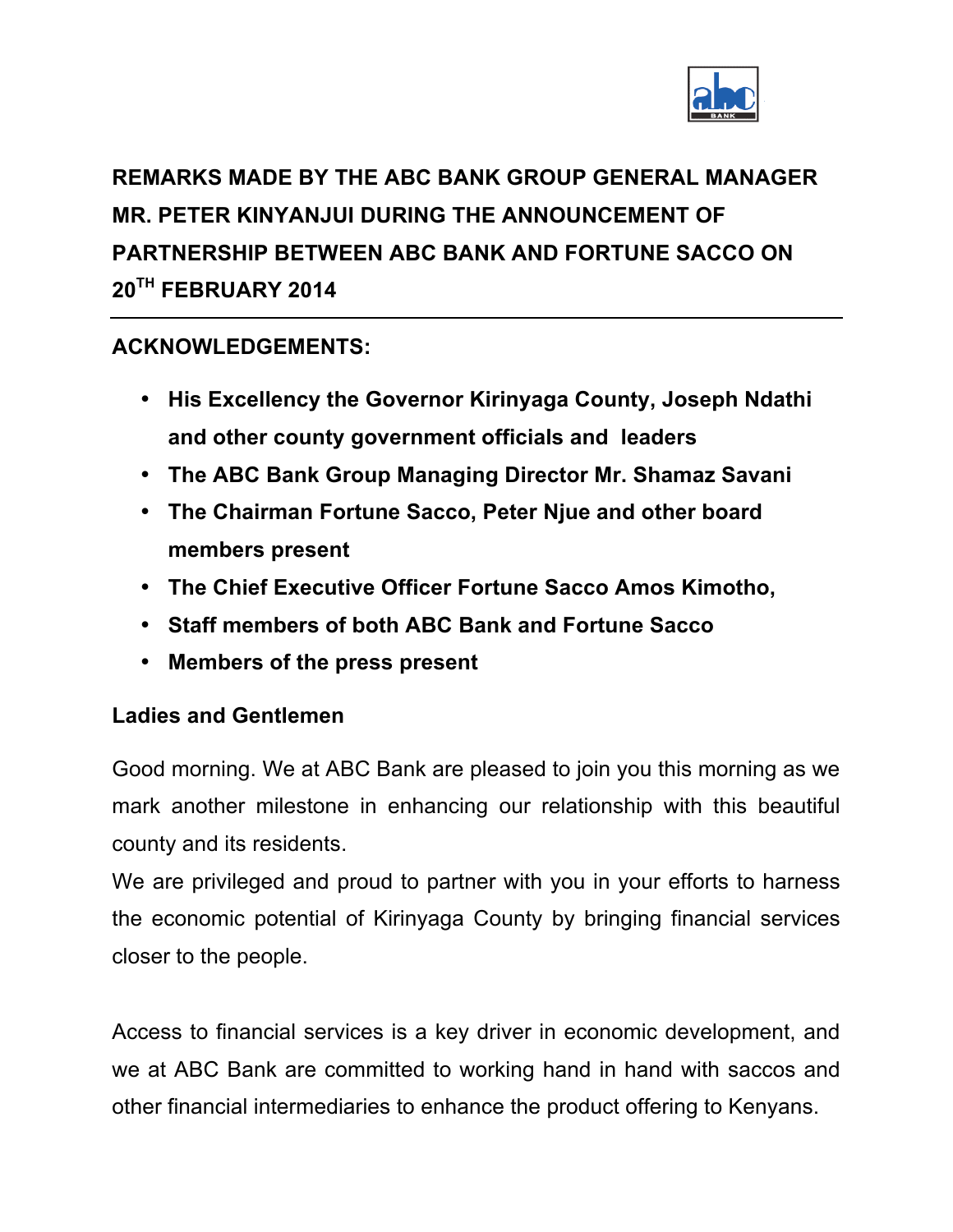**REMARKS MADE BY THE ABC BANK GROUP GENERAL MANAGER MR. PETER KINYANJUI DURING THE ANNOUNCEMENT OF PARTNERSHIP BETWEEN ABC BANK AND FORTUNE SACCO ON 20TH FEBRUARY 2014**

---

**ACKNOWLEDGEMENTS:**

- **His Excellency the Governor Kirinyaga County, Joseph Ndathi and other county government officials and leaders**
- **The ABC Bank Group Managing Director Mr. Shamaz Savani**
- **The Chairman Fortune Sacco, Peter Njue and other board members present**
- **The Chief Executive Officer Fortune Sacco Amos Kimotho,**
- **Staff members of both ABC Bank and Fortune Sacco**
- **Members of the press present**

**Ladies and Gentlemen**

Good morning. We at ABC Bank are pleased to join you this morning as we mark another milestone in enhancing our relationship with this beautiful county and its residents.

We are privileged and proud to partner with you in your efforts to harness the economic potential of Kirinyaga County by bringing financial services closer to the people.

Access to financial services is a key driver in economic development, and we at ABC Bank are committed to working hand in hand with saccos and other financial intermediaries to enhance the product offering to Kenyans.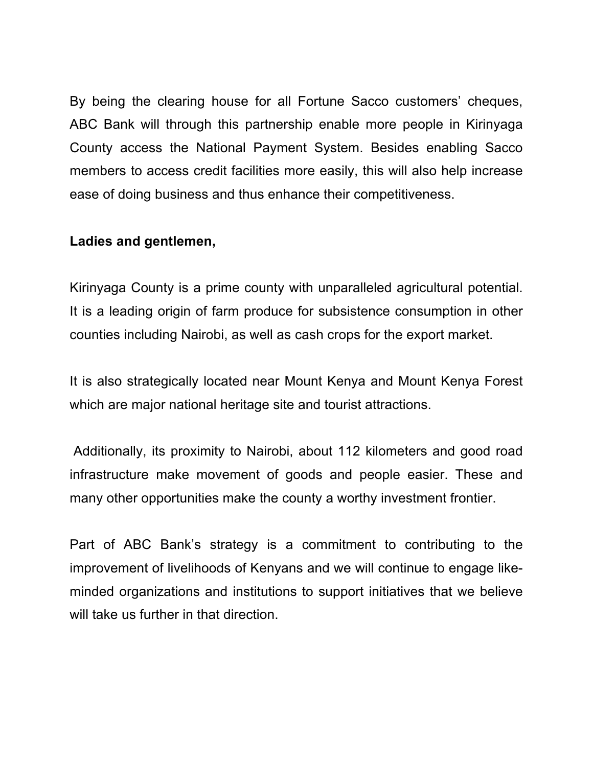By being the clearing house for all Fortune Sacco customers' cheques, ABC Bank will through this partnership enable more people in Kirinyaga County access the National Payment System. Besides enabling Sacco members to access credit facilities more easily, this will also help increase ease of doing business and thus enhance their competitiveness.

**Ladies and gentlemen,**

Kirinyaga County is a prime county with unparalleled agricultural potential. It is a leading origin of farm produce for subsistence consumption in other counties including Nairobi, as well as cash crops for the export market.

It is also strategically located near Mount Kenya and Mount Kenya Forest which are major national heritage site and tourist attractions.

Additionally, its proximity to Nairobi, about 112 kilometers and good road infrastructure make movement of goods and people easier. These and many other opportunities make the county a worthy investment frontier.

Part of ABC Bank's strategy is a commitment to contributing to the improvement of livelihoods of Kenyans and we will continue to engage like-minded organizations and institutions to support initiatives that we believe will take us further in that direction.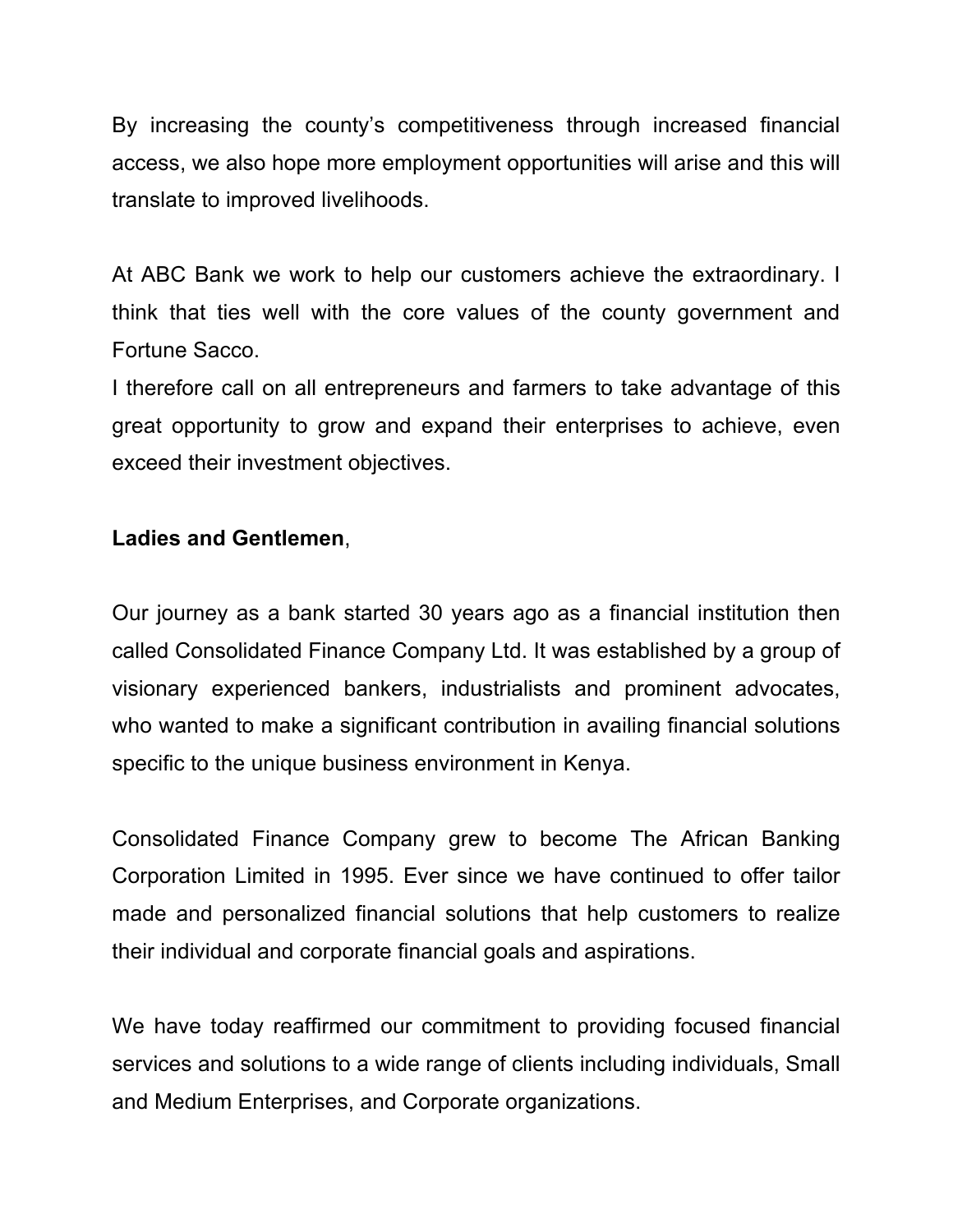By increasing the county's competitiveness through increased financial access, we also hope more employment opportunities will arise and this will translate to improved livelihoods.

At ABC Bank we work to help our customers achieve the extraordinary. I think that ties well with the core values of the county government and Fortune Sacco.
I therefore call on all entrepreneurs and farmers to take advantage of this great opportunity to grow and expand their enterprises to achieve, even exceed their investment objectives.

**Ladies and Gentlemen**,

Our journey as a bank started 30 years ago as a financial institution then called Consolidated Finance Company Ltd. It was established by a group of visionary experienced bankers, industrialists and prominent advocates, who wanted to make a significant contribution in availing financial solutions specific to the unique business environment in Kenya.

Consolidated Finance Company grew to become The African Banking Corporation Limited in 1995. Ever since we have continued to offer tailor made and personalized financial solutions that help customers to realize their individual and corporate financial goals and aspirations.

We have today reaffirmed our commitment to providing focused financial services and solutions to a wide range of clients including individuals, Small and Medium Enterprises, and Corporate organizations.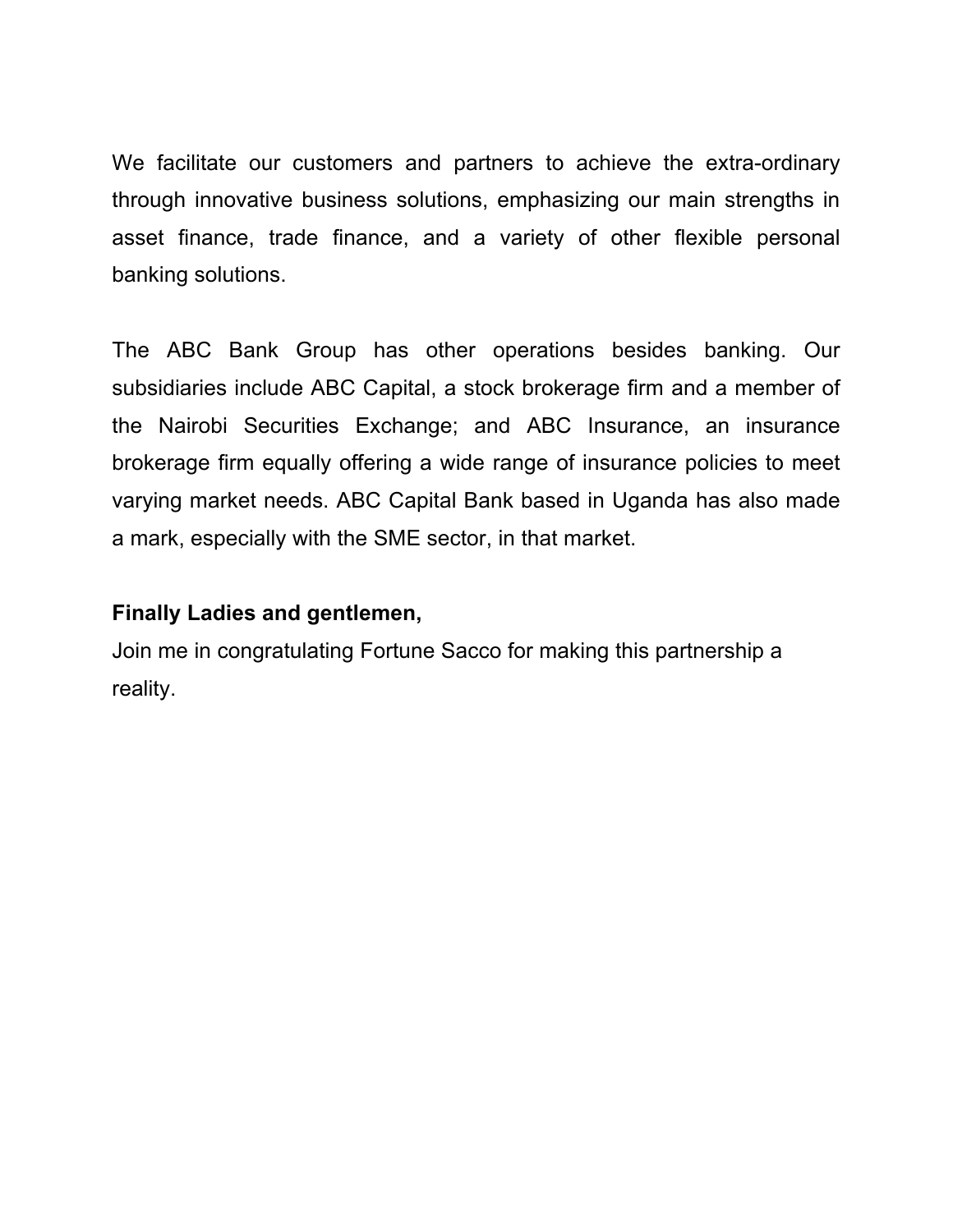We facilitate our customers and partners to achieve the extra-ordinary through innovative business solutions, emphasizing our main strengths in asset finance, trade finance, and a variety of other flexible personal banking solutions.

The ABC Bank Group has other operations besides banking. Our subsidiaries include ABC Capital, a stock brokerage firm and a member of the Nairobi Securities Exchange; and ABC Insurance, an insurance brokerage firm equally offering a wide range of insurance policies to meet varying market needs. ABC Capital Bank based in Uganda has also made a mark, especially with the SME sector, in that market.

**Finally Ladies and gentlemen,**

Join me in congratulating Fortune Sacco for making this partnership a reality.